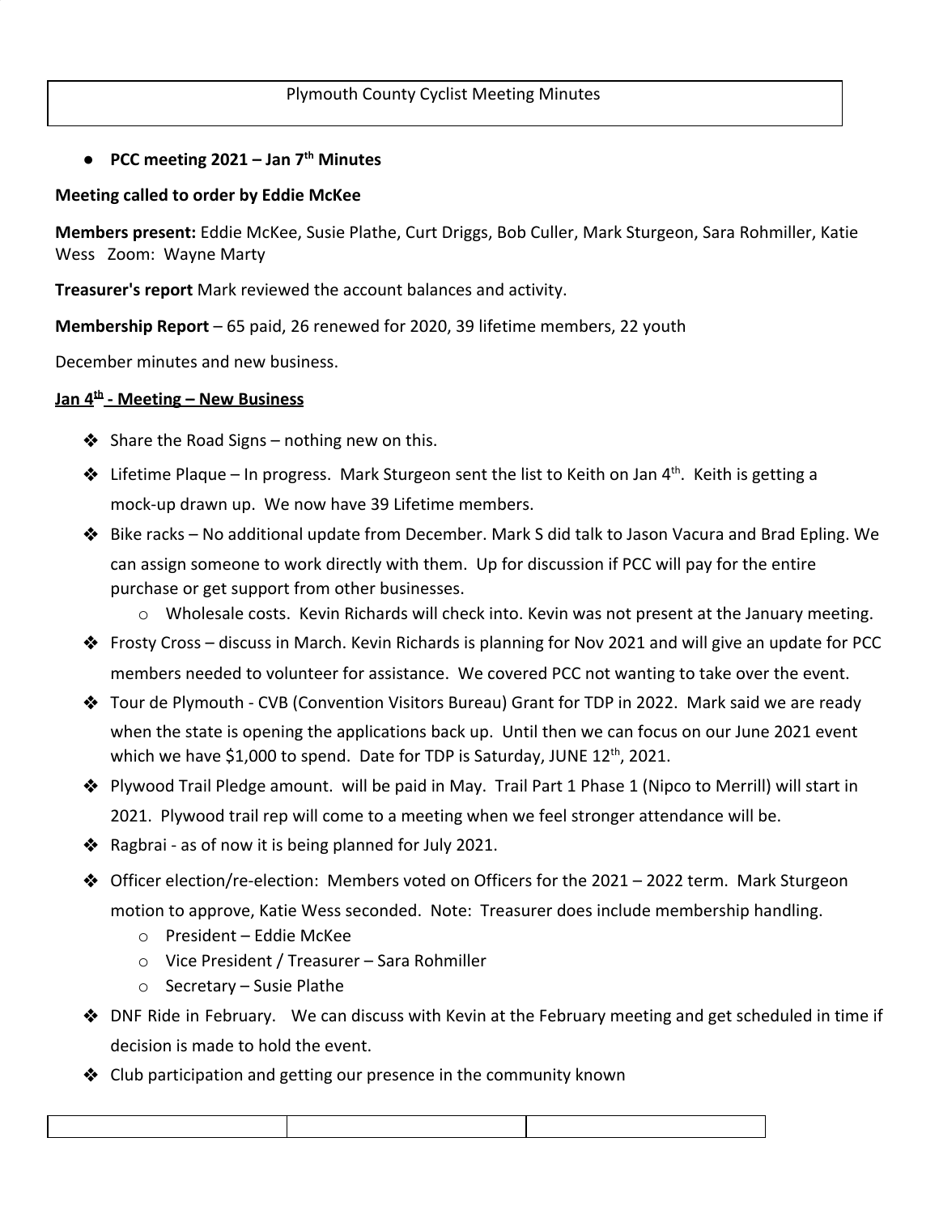Plymouth County Cyclist Meeting Minutes

- **PCC meeting 2021 – Jan 7th Minutes**

**Meeting called to order by Eddie McKee**

**Members present:** Eddie McKee, Susie Plathe, Curt Driggs, Bob Culler, Mark Sturgeon, Sara Rohmiller, Katie Wess Zoom: Wayne Marty

**Treasurer's report** Mark reviewed the account balances and activity.

**Membership Report** – 65 paid, 26 renewed for 2020, 39 lifetime members, 22 youth

December minutes and new business.

**Jan 4th - Meeting – New Business**

- Share the Road Signs – nothing new on this.
- Lifetime Plaque – In progress. Mark Sturgeon sent the list to Keith on Jan 4th. Keith is getting a mock-up drawn up. We now have 39 Lifetime members.
- Bike racks – No additional update from December. Mark S did talk to Jason Vacura and Brad Epling. We can assign someone to work directly with them. Up for discussion if PCC will pay for the entire purchase or get support from other businesses.
  - Wholesale costs. Kevin Richards will check into. Kevin was not present at the January meeting.
- Frosty Cross – discuss in March. Kevin Richards is planning for Nov 2021 and will give an update for PCC members needed to volunteer for assistance. We covered PCC not wanting to take over the event.
- Tour de Plymouth - CVB (Convention Visitors Bureau) Grant for TDP in 2022. Mark said we are ready when the state is opening the applications back up. Until then we can focus on our June 2021 event which we have $1,000 to spend. Date for TDP is Saturday, JUNE 12th, 2021.
- Plywood Trail Pledge amount. will be paid in May. Trail Part 1 Phase 1 (Nipco to Merrill) will start in 2021. Plywood trail rep will come to a meeting when we feel stronger attendance will be.
- Ragbrai - as of now it is being planned for July 2021.
- Officer election/re-election: Members voted on Officers for the 2021 – 2022 term. Mark Sturgeon motion to approve, Katie Wess seconded. Note: Treasurer does include membership handling.
  - President – Eddie McKee
  - Vice President / Treasurer – Sara Rohmiller
  - Secretary – Susie Plathe
- DNF Ride in February. We can discuss with Kevin at the February meeting and get scheduled in time if decision is made to hold the event.
- Club participation and getting our presence in the community known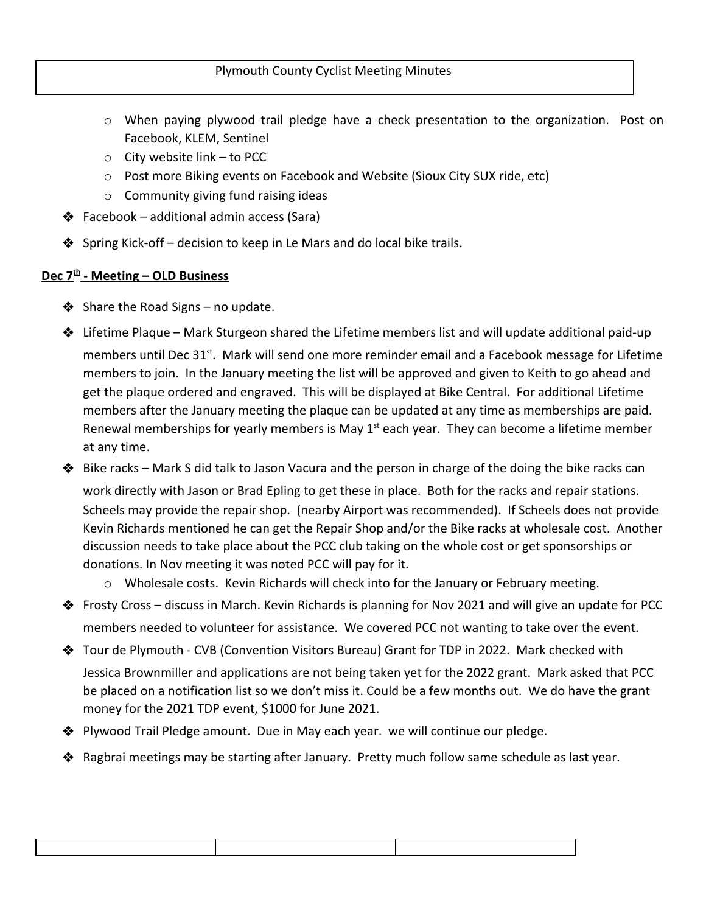- When paying plywood trail pledge have a check presentation to the organization. Post on Facebook, KLEM, Sentinel
  - City website link – to PCC
  - Post more Biking events on Facebook and Website (Sioux City SUX ride, etc)
  - Community giving fund raising ideas

- Facebook – additional admin access (Sara)
- Spring Kick-off – decision to keep in Le Mars and do local bike trails.

**Dec 7th - Meeting – OLD Business**

- Share the Road Signs – no update.
- Lifetime Plaque – Mark Sturgeon shared the Lifetime members list and will update additional paid-up members until Dec 31st. Mark will send one more reminder email and a Facebook message for Lifetime members to join. In the January meeting the list will be approved and given to Keith to go ahead and get the plaque ordered and engraved. This will be displayed at Bike Central. For additional Lifetime members after the January meeting the plaque can be updated at any time as memberships are paid. Renewal memberships for yearly members is May 1st each year. They can become a lifetime member at any time.
- Bike racks – Mark S did talk to Jason Vacura and the person in charge of the doing the bike racks can work directly with Jason or Brad Epling to get these in place. Both for the racks and repair stations. Scheels may provide the repair shop. (nearby Airport was recommended). If Scheels does not provide Kevin Richards mentioned he can get the Repair Shop and/or the Bike racks at wholesale cost. Another discussion needs to take place about the PCC club taking on the whole cost or get sponsorships or donations. In Nov meeting it was noted PCC will pay for it.
  - Wholesale costs. Kevin Richards will check into for the January or February meeting.
- Frosty Cross – discuss in March. Kevin Richards is planning for Nov 2021 and will give an update for PCC members needed to volunteer for assistance. We covered PCC not wanting to take over the event.
- Tour de Plymouth - CVB (Convention Visitors Bureau) Grant for TDP in 2022. Mark checked with Jessica Brownmiller and applications are not being taken yet for the 2022 grant. Mark asked that PCC be placed on a notification list so we don't miss it. Could be a few months out. We do have the grant money for the 2021 TDP event, $1000 for June 2021.
- Plywood Trail Pledge amount. Due in May each year. we will continue our pledge.
- Ragbrai meetings may be starting after January. Pretty much follow same schedule as last year.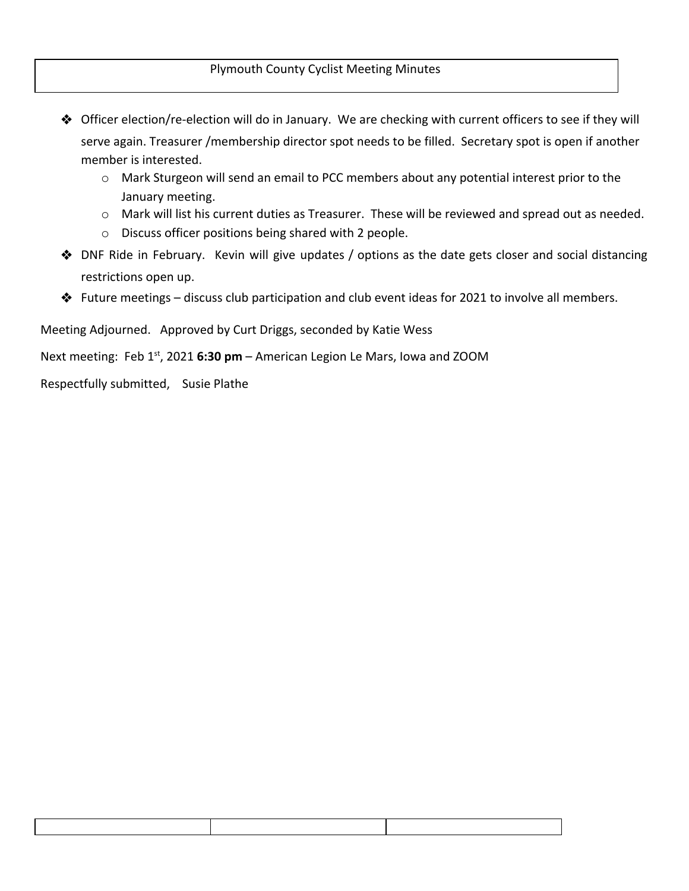- Officer election/re-election will do in January. We are checking with current officers to see if they will serve again. Treasurer /membership director spot needs to be filled. Secretary spot is open if another member is interested.
  - Mark Sturgeon will send an email to PCC members about any potential interest prior to the January meeting.
  - Mark will list his current duties as Treasurer. These will be reviewed and spread out as needed.
  - Discuss officer positions being shared with 2 people.
- DNF Ride in February. Kevin will give updates / options as the date gets closer and social distancing restrictions open up.
- Future meetings – discuss club participation and club event ideas for 2021 to involve all members.

Meeting Adjourned. Approved by Curt Driggs, seconded by Katie Wess

Next meeting: Feb 1st, 2021 **6:30 pm** – American Legion Le Mars, Iowa and ZOOM

Respectfully submitted, Susie Plathe